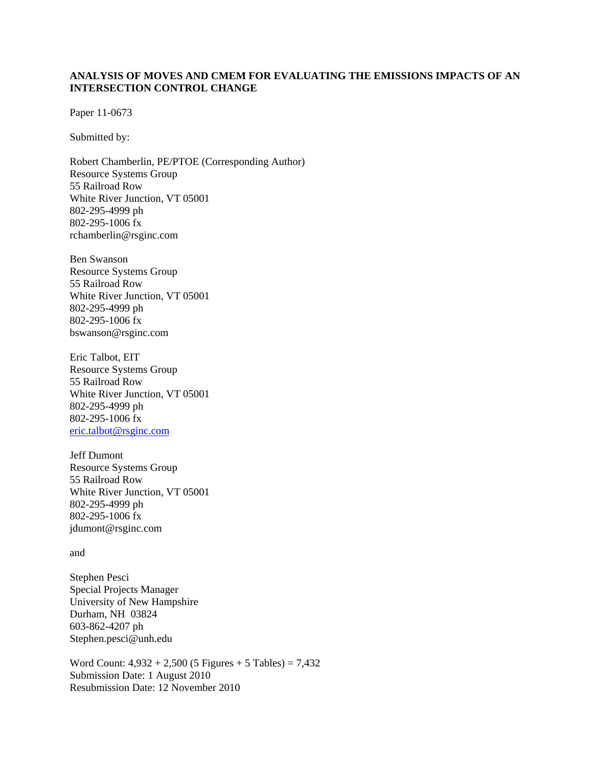# ANALYSIS OF MOVES AND CMEM FOR EVALUATING THE EMISSIONS IMPACTS OF AN INTERSECTION CONTROL CHANGE

Paper 11-0673

Submitted by:

Robert Chamberlin, PE/PTOE (Corresponding Author)
Resource Systems Group
55 Railroad Row
White River Junction, VT 05001
802-295-4999 ph
802-295-1006 fx
rchamberlin@rsginc.com

Ben Swanson
Resource Systems Group
55 Railroad Row
White River Junction, VT 05001
802-295-4999 ph
802-295-1006 fx
bswanson@rsginc.com

Eric Talbot, EIT
Resource Systems Group
55 Railroad Row
White River Junction, VT 05001
802-295-4999 ph
802-295-1006 fx
eric.talbot@rsginc.com

Jeff Dumont
Resource Systems Group
55 Railroad Row
White River Junction, VT 05001
802-295-4999 ph
802-295-1006 fx
jdumont@rsginc.com

and

Stephen Pesci
Special Projects Manager
University of New Hampshire
Durham, NH 03824
603-862-4207 ph
Stephen.pesci@unh.edu

Word Count: 4,932 + 2,500 (5 Figures + 5 Tables) = 7,432
Submission Date: 1 August 2010
Resubmission Date: 12 November 2010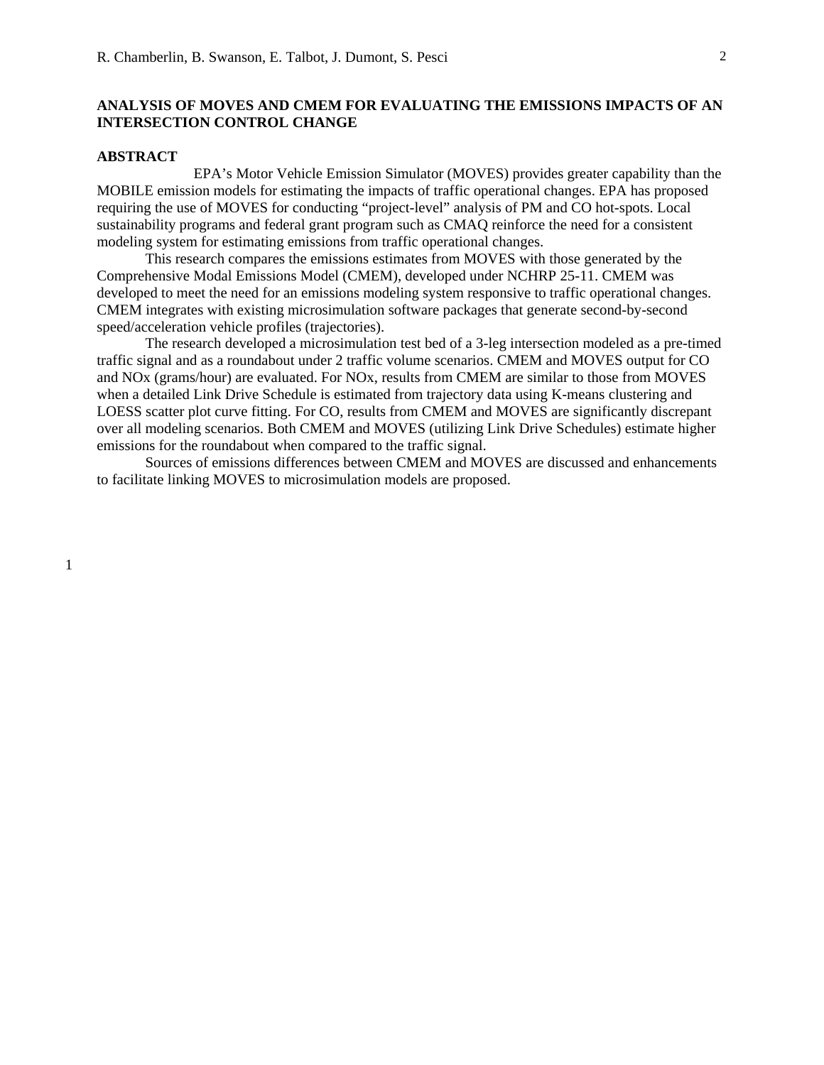# ANALYSIS OF MOVES AND CMEM FOR EVALUATING THE EMISSIONS IMPACTS OF AN INTERSECTION CONTROL CHANGE

## ABSTRACT

EPA's Motor Vehicle Emission Simulator (MOVES) provides greater capability than the MOBILE emission models for estimating the impacts of traffic operational changes. EPA has proposed requiring the use of MOVES for conducting "project-level" analysis of PM and CO hot-spots. Local sustainability programs and federal grant program such as CMAQ reinforce the need for a consistent modeling system for estimating emissions from traffic operational changes.

This research compares the emissions estimates from MOVES with those generated by the Comprehensive Modal Emissions Model (CMEM), developed under NCHRP 25-11. CMEM was developed to meet the need for an emissions modeling system responsive to traffic operational changes. CMEM integrates with existing microsimulation software packages that generate second-by-second speed/acceleration vehicle profiles (trajectories).

The research developed a microsimulation test bed of a 3-leg intersection modeled as a pre-timed traffic signal and as a roundabout under 2 traffic volume scenarios. CMEM and MOVES output for CO and NOx (grams/hour) are evaluated. For NOx, results from CMEM are similar to those from MOVES when a detailed Link Drive Schedule is estimated from trajectory data using K-means clustering and LOESS scatter plot curve fitting. For CO, results from CMEM and MOVES are significantly discrepant over all modeling scenarios. Both CMEM and MOVES (utilizing Link Drive Schedules) estimate higher emissions for the roundabout when compared to the traffic signal.

Sources of emissions differences between CMEM and MOVES are discussed and enhancements to facilitate linking MOVES to microsimulation models are proposed.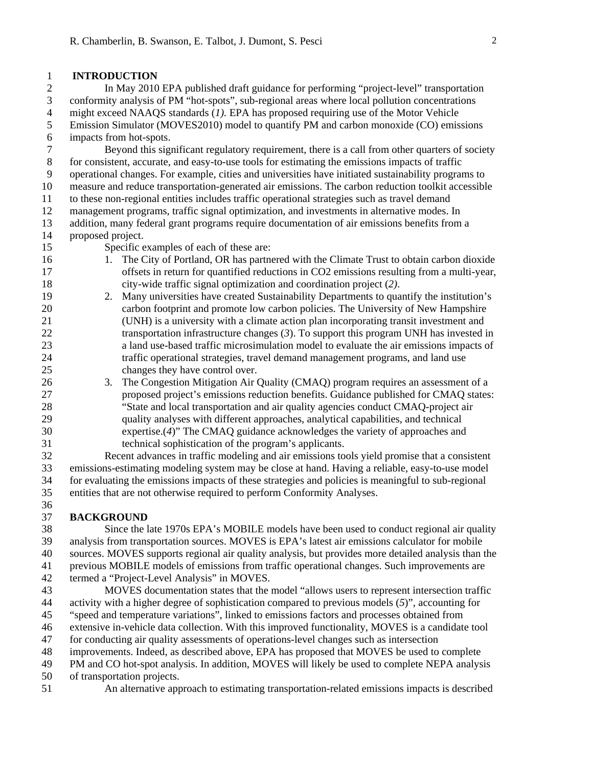## INTRODUCTION

In May 2010 EPA published draft guidance for performing "project-level" transportation conformity analysis of PM "hot-spots", sub-regional areas where local pollution concentrations might exceed NAAQS standards (*1).* EPA has proposed requiring use of the Motor Vehicle Emission Simulator (MOVES2010) model to quantify PM and carbon monoxide (CO) emissions impacts from hot-spots.

Beyond this significant regulatory requirement, there is a call from other quarters of society for consistent, accurate, and easy-to-use tools for estimating the emissions impacts of traffic operational changes. For example, cities and universities have initiated sustainability programs to measure and reduce transportation-generated air emissions. The carbon reduction toolkit accessible to these non-regional entities includes traffic operational strategies such as travel demand management programs, traffic signal optimization, and investments in alternative modes. In addition, many federal grant programs require documentation of air emissions benefits from a proposed project.

Specific examples of each of these are:

1. The City of Portland, OR has partnered with the Climate Trust to obtain carbon dioxide offsets in return for quantified reductions in $CO_2$ emissions resulting from a multi-year, city-wide traffic signal optimization and coordination project (*2*).
2. Many universities have created Sustainability Departments to quantify the institution's carbon footprint and promote low carbon policies. The University of New Hampshire (UNH) is a university with a climate action plan incorporating transit investment and transportation infrastructure changes (*3*). To support this program UNH has invested in a land use-based traffic microsimulation model to evaluate the air emissions impacts of traffic operational strategies, travel demand management programs, and land use changes they have control over.
3. The Congestion Mitigation Air Quality (CMAQ) program requires an assessment of a proposed project's emissions reduction benefits. Guidance published for CMAQ states: "State and local transportation and air quality agencies conduct CMAQ-project air quality analyses with different approaches, analytical capabilities, and technical expertise.(*4*)" The CMAQ guidance acknowledges the variety of approaches and technical sophistication of the program's applicants.

Recent advances in traffic modeling and air emissions tools yield promise that a consistent emissions-estimating modeling system may be close at hand. Having a reliable, easy-to-use model for evaluating the emissions impacts of these strategies and policies is meaningful to sub-regional entities that are not otherwise required to perform Conformity Analyses.

## BACKGROUND

Since the late 1970s EPA's MOBILE models have been used to conduct regional air quality analysis from transportation sources. MOVES is EPA's latest air emissions calculator for mobile sources. MOVES supports regional air quality analysis, but provides more detailed analysis than the previous MOBILE models of emissions from traffic operational changes. Such improvements are termed a "Project-Level Analysis" in MOVES.

MOVES documentation states that the model "allows users to represent intersection traffic activity with a higher degree of sophistication compared to previous models (*5*)", accounting for "speed and temperature variations", linked to emissions factors and processes obtained from extensive in-vehicle data collection. With this improved functionality, MOVES is a candidate tool for conducting air quality assessments of operations-level changes such as intersection improvements. Indeed, as described above, EPA has proposed that MOVES be used to complete PM and CO hot-spot analysis. In addition, MOVES will likely be used to complete NEPA analysis of transportation projects.

An alternative approach to estimating transportation-related emissions impacts is described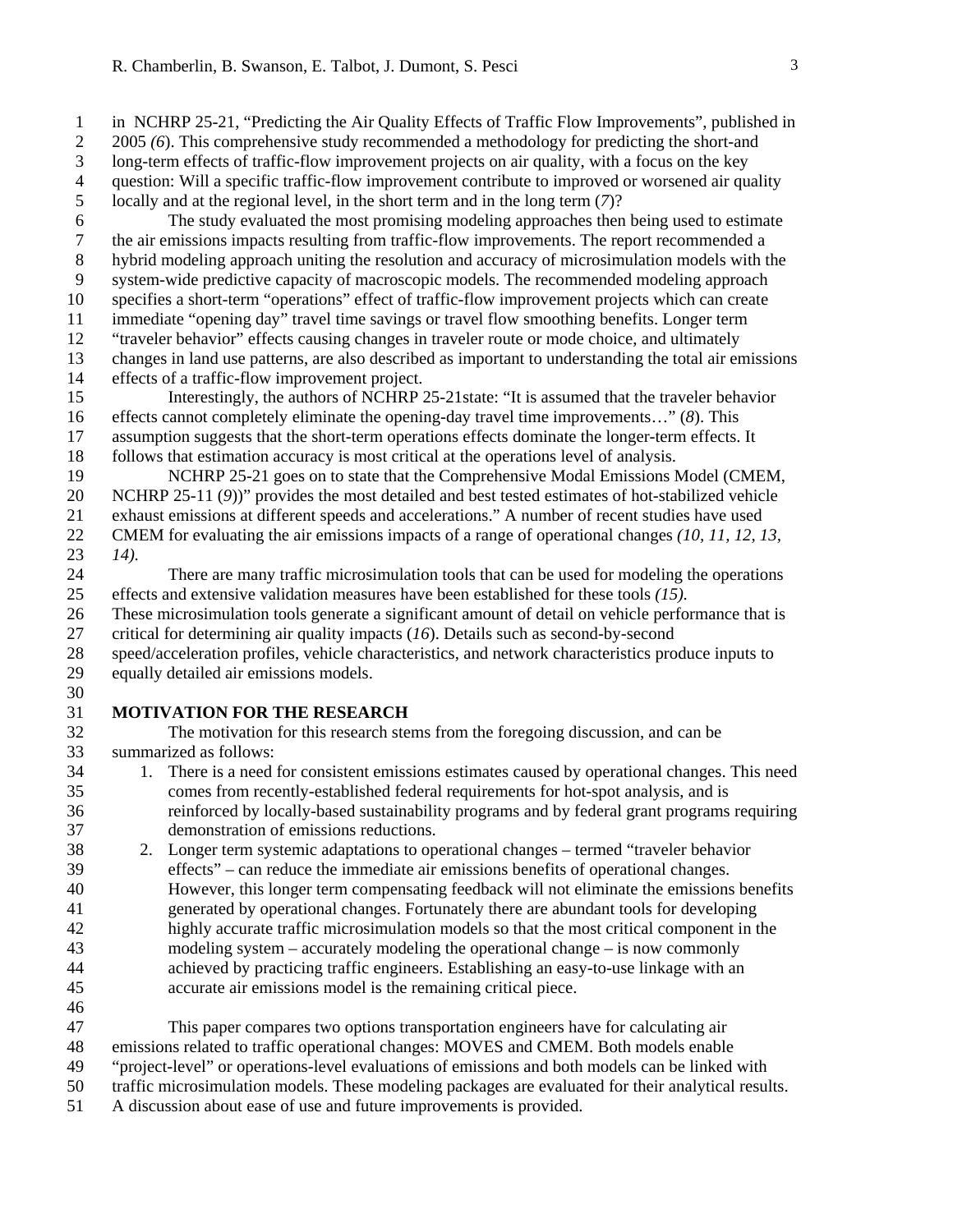in NCHRP 25-21, "Predicting the Air Quality Effects of Traffic Flow Improvements", published in 2005 *(6)*. This comprehensive study recommended a methodology for predicting the short-and long-term effects of traffic-flow improvement projects on air quality, with a focus on the key question: Will a specific traffic-flow improvement contribute to improved or worsened air quality locally and at the regional level, in the short term and in the long term (*7*)?

The study evaluated the most promising modeling approaches then being used to estimate the air emissions impacts resulting from traffic-flow improvements. The report recommended a hybrid modeling approach uniting the resolution and accuracy of microsimulation models with the system-wide predictive capacity of macroscopic models. The recommended modeling approach specifies a short-term "operations" effect of traffic-flow improvement projects which can create immediate "opening day" travel time savings or travel flow smoothing benefits. Longer term "traveler behavior" effects causing changes in traveler route or mode choice, and ultimately changes in land use patterns, are also described as important to understanding the total air emissions effects of a traffic-flow improvement project.

Interestingly, the authors of NCHRP 25-21state: "It is assumed that the traveler behavior effects cannot completely eliminate the opening-day travel time improvements…" (*8*). This assumption suggests that the short-term operations effects dominate the longer-term effects. It follows that estimation accuracy is most critical at the operations level of analysis.

NCHRP 25-21 goes on to state that the Comprehensive Modal Emissions Model (CMEM, NCHRP 25-11 (*9*))" provides the most detailed and best tested estimates of hot-stabilized vehicle exhaust emissions at different speeds and accelerations." A number of recent studies have used CMEM for evaluating the air emissions impacts of a range of operational changes *(10, 11, 12, 13, 14).*

There are many traffic microsimulation tools that can be used for modeling the operations effects and extensive validation measures have been established for these tools *(15).* These microsimulation tools generate a significant amount of detail on vehicle performance that is critical for determining air quality impacts (*16*). Details such as second-by-second speed/acceleration profiles, vehicle characteristics, and network characteristics produce inputs to equally detailed air emissions models.

## MOTIVATION FOR THE RESEARCH

The motivation for this research stems from the foregoing discussion, and can be summarized as follows:

1. There is a need for consistent emissions estimates caused by operational changes. This need comes from recently-established federal requirements for hot-spot analysis, and is reinforced by locally-based sustainability programs and by federal grant programs requiring demonstration of emissions reductions.
2. Longer term systemic adaptations to operational changes – termed "traveler behavior effects" – can reduce the immediate air emissions benefits of operational changes. However, this longer term compensating feedback will not eliminate the emissions benefits generated by operational changes. Fortunately there are abundant tools for developing highly accurate traffic microsimulation models so that the most critical component in the modeling system – accurately modeling the operational change – is now commonly achieved by practicing traffic engineers. Establishing an easy-to-use linkage with an accurate air emissions model is the remaining critical piece.

This paper compares two options transportation engineers have for calculating air emissions related to traffic operational changes: MOVES and CMEM. Both models enable "project-level" or operations-level evaluations of emissions and both models can be linked with traffic microsimulation models. These modeling packages are evaluated for their analytical results. A discussion about ease of use and future improvements is provided.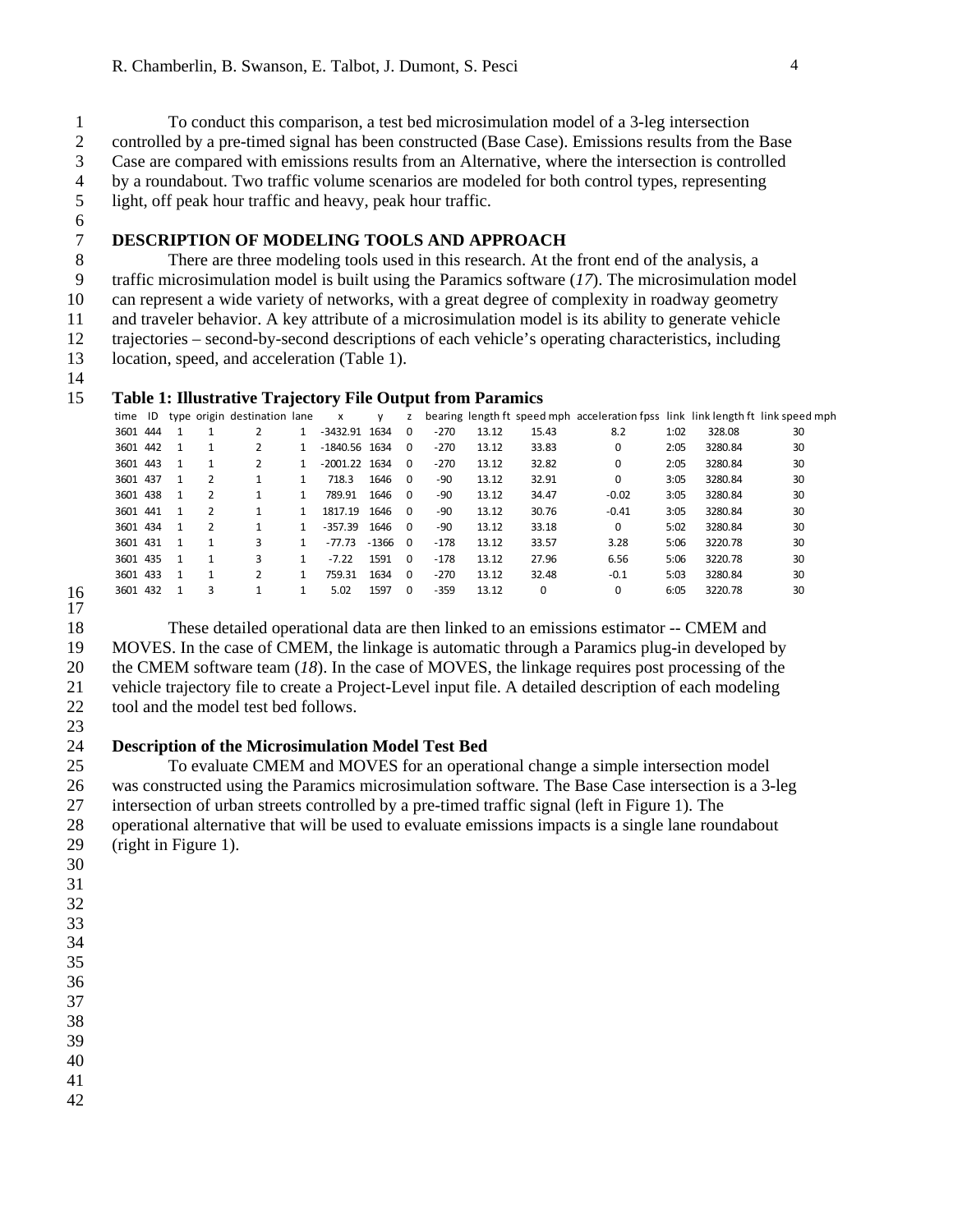To conduct this comparison, a test bed microsimulation model of a 3-leg intersection controlled by a pre-timed signal has been constructed (Base Case). Emissions results from the Base Case are compared with emissions results from an Alternative, where the intersection is controlled by a roundabout. Two traffic volume scenarios are modeled for both control types, representing light, off peak hour traffic and heavy, peak hour traffic.

## DESCRIPTION OF MODELING TOOLS AND APPROACH

There are three modeling tools used in this research. At the front end of the analysis, a traffic microsimulation model is built using the Paramics software (*17*). The microsimulation model can represent a wide variety of networks, with a great degree of complexity in roadway geometry and traveler behavior. A key attribute of a microsimulation model is its ability to generate vehicle trajectories – second-by-second descriptions of each vehicle's operating characteristics, including location, speed, and acceleration (Table 1).

**Table 1: Illustrative Trajectory File Output from Paramics**

| time | ID | type | origin | destination | lane | x | y | z | bearing | length ft | speed mph | acceleration fpss | link | link length ft | link speed mph |
|---|---|---|---|---|---|---|---|---|---|---|---|---|---|---|---|
| 3601 | 444 | 1 | 1 | 2 | 1 | -3432.91 | 1634 | 0 | -270 | 13.12 | 15.43 | 8.2 | 1:02 | 328.08 | 30 |
| 3601 | 442 | 1 | 1 | 2 | 1 | -1840.56 | 1634 | 0 | -270 | 13.12 | 33.83 | 0 | 2:05 | 3280.84 | 30 |
| 3601 | 443 | 1 | 1 | 2 | 1 | -2001.22 | 1634 | 0 | -270 | 13.12 | 32.82 | 0 | 2:05 | 3280.84 | 30 |
| 3601 | 437 | 1 | 2 | 1 | 1 | 718.3 | 1646 | 0 | -90 | 13.12 | 32.91 | 0 | 3:05 | 3280.84 | 30 |
| 3601 | 438 | 1 | 2 | 1 | 1 | 789.91 | 1646 | 0 | -90 | 13.12 | 34.47 | -0.02 | 3:05 | 3280.84 | 30 |
| 3601 | 441 | 1 | 2 | 1 | 1 | 1817.19 | 1646 | 0 | -90 | 13.12 | 30.76 | -0.41 | 3:05 | 3280.84 | 30 |
| 3601 | 434 | 1 | 2 | 1 | 1 | -357.39 | 1646 | 0 | -90 | 13.12 | 33.18 | 0 | 5:02 | 3280.84 | 30 |
| 3601 | 431 | 1 | 1 | 3 | 1 | -77.73 | -1366 | 0 | -178 | 13.12 | 33.57 | 3.28 | 5:06 | 3220.78 | 30 |
| 3601 | 435 | 1 | 1 | 3 | 1 | -7.22 | 1591 | 0 | -178 | 13.12 | 27.96 | 6.56 | 5:06 | 3220.78 | 30 |
| 3601 | 433 | 1 | 1 | 2 | 1 | 759.31 | 1634 | 0 | -270 | 13.12 | 32.48 | -0.1 | 5:03 | 3280.84 | 30 |
| 3601 | 432 | 1 | 3 | 1 | 1 | 5.02 | 1597 | 0 | -359 | 13.12 | 0 | 0 | 6:05 | 3220.78 | 30 |

These detailed operational data are then linked to an emissions estimator -- CMEM and MOVES. In the case of CMEM, the linkage is automatic through a Paramics plug-in developed by the CMEM software team (*18*). In the case of MOVES, the linkage requires post processing of the vehicle trajectory file to create a Project-Level input file. A detailed description of each modeling tool and the model test bed follows.

### Description of the Microsimulation Model Test Bed

To evaluate CMEM and MOVES for an operational change a simple intersection model was constructed using the Paramics microsimulation software. The Base Case intersection is a 3-leg intersection of urban streets controlled by a pre-timed traffic signal (left in Figure 1). The operational alternative that will be used to evaluate emissions impacts is a single lane roundabout (right in Figure 1).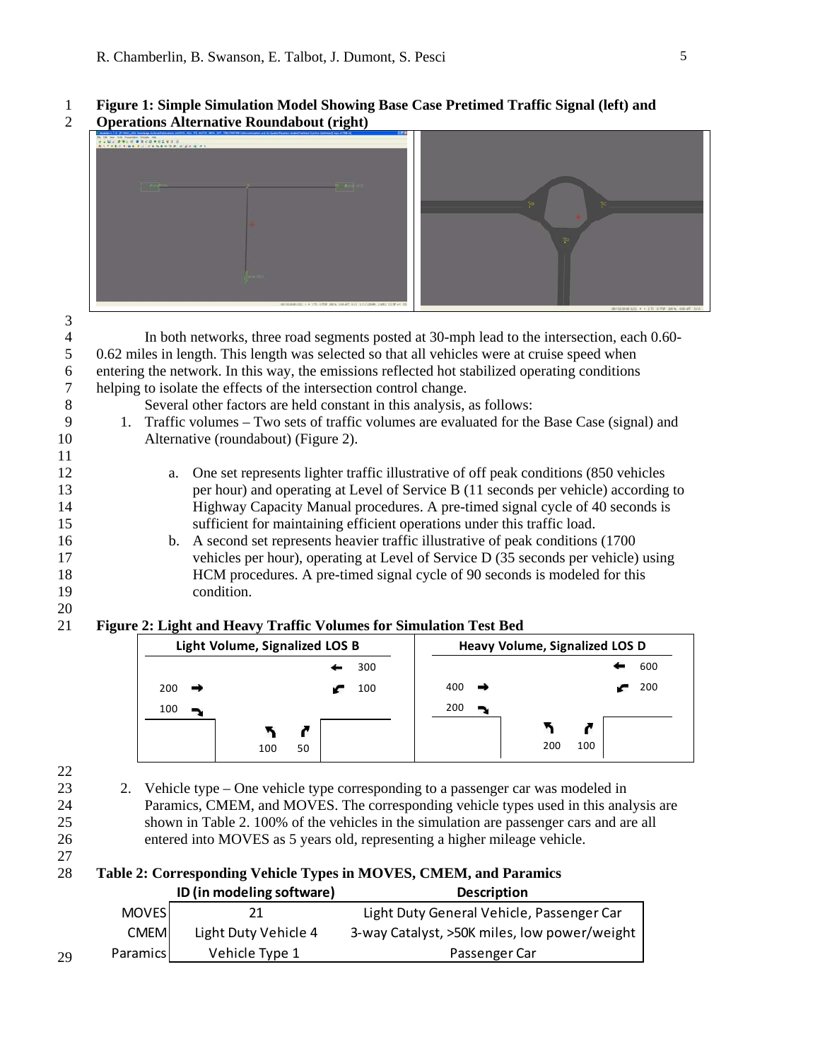**Figure 1: Simple Simulation Model Showing Base Case Pretimed Traffic Signal (left) and Operations Alternative Roundabout (right)**

In both networks, three road segments posted at 30-mph lead to the intersection, each 0.60-0.62 miles in length. This length was selected so that all vehicles were at cruise speed when entering the network. In this way, the emissions reflected hot stabilized operating conditions helping to isolate the effects of the intersection control change.

Several other factors are held constant in this analysis, as follows:

1. Traffic volumes – Two sets of traffic volumes are evaluated for the Base Case (signal) and Alternative (roundabout) (Figure 2).

   a. One set represents lighter traffic illustrative of off peak conditions (850 vehicles per hour) and operating at Level of Service B (11 seconds per vehicle) according to Highway Capacity Manual procedures. A pre-timed signal cycle of 40 seconds is sufficient for maintaining efficient operations under this traffic load.
   
   b. A second set represents heavier traffic illustrative of peak conditions (1700 vehicles per hour), operating at Level of Service D (35 seconds per vehicle) using HCM procedures. A pre-timed signal cycle of 90 seconds is modeled for this condition.

**Figure 2: Light and Heavy Traffic Volumes for Simulation Test Bed**

| Movement | Light Volume, Signalized LOS B | Heavy Volume, Signalized LOS D |
|---|---|---|
| Eastbound through (→) | 200 | 400 |
| Eastbound right (↘) | 100 | 200 |
| Westbound through (←) | 300 | 600 |
| Westbound left (↙) | 100 | 200 |
| Northbound left (↰) | 100 | 200 |
| Northbound right (↱) | 50 | 100 |

2. Vehicle type – One vehicle type corresponding to a passenger car was modeled in Paramics, CMEM, and MOVES. The corresponding vehicle types used in this analysis are shown in Table 2. 100% of the vehicles in the simulation are passenger cars and are all entered into MOVES as 5 years old, representing a higher mileage vehicle.

**Table 2: Corresponding Vehicle Types in MOVES, CMEM, and Paramics**

| | ID (in modeling software) | Description |
|---|---|---|
| MOVES | 21 | Light Duty General Vehicle, Passenger Car |
| CMEM | Light Duty Vehicle 4 | 3-way Catalyst, >50K miles, low power/weight |
| Paramics | Vehicle Type 1 | Passenger Car |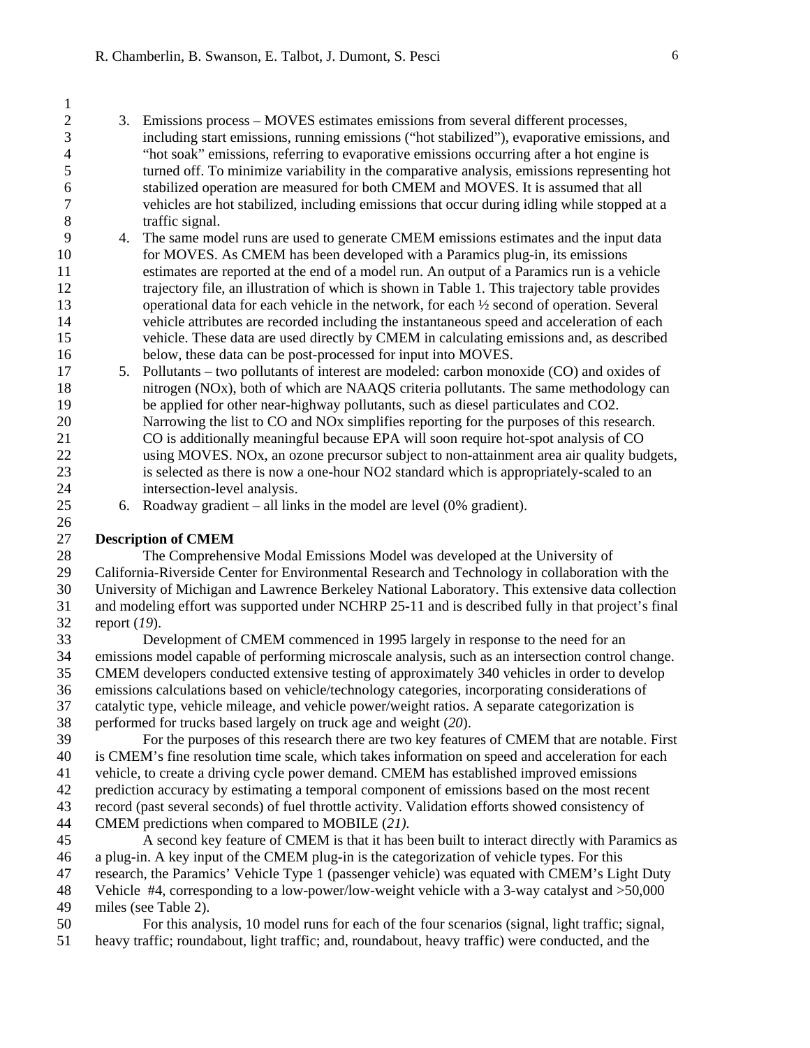3. Emissions process – MOVES estimates emissions from several different processes, including start emissions, running emissions ("hot stabilized"), evaporative emissions, and "hot soak" emissions, referring to evaporative emissions occurring after a hot engine is turned off. To minimize variability in the comparative analysis, emissions representing hot stabilized operation are measured for both CMEM and MOVES. It is assumed that all vehicles are hot stabilized, including emissions that occur during idling while stopped at a traffic signal.
4. The same model runs are used to generate CMEM emissions estimates and the input data for MOVES. As CMEM has been developed with a Paramics plug-in, its emissions estimates are reported at the end of a model run. An output of a Paramics run is a vehicle trajectory file, an illustration of which is shown in Table 1. This trajectory table provides operational data for each vehicle in the network, for each ½ second of operation. Several vehicle attributes are recorded including the instantaneous speed and acceleration of each vehicle. These data are used directly by CMEM in calculating emissions and, as described below, these data can be post-processed for input into MOVES.
5. Pollutants – two pollutants of interest are modeled: carbon monoxide (CO) and oxides of nitrogen (NOx), both of which are NAAQS criteria pollutants. The same methodology can be applied for other near-highway pollutants, such as diesel particulates and $CO_2$. Narrowing the list to CO and NOx simplifies reporting for the purposes of this research. CO is additionally meaningful because EPA will soon require hot-spot analysis of CO using MOVES. NOx, an ozone precursor subject to non-attainment area air quality budgets, is selected as there is now a one-hour $NO_2$ standard which is appropriately-scaled to an intersection-level analysis.
6. Roadway gradient – all links in the model are level (0% gradient).

**Description of CMEM**

The Comprehensive Modal Emissions Model was developed at the University of California-Riverside Center for Environmental Research and Technology in collaboration with the University of Michigan and Lawrence Berkeley National Laboratory. This extensive data collection and modeling effort was supported under NCHRP 25-11 and is described fully in that project's final report (*19*).

Development of CMEM commenced in 1995 largely in response to the need for an emissions model capable of performing microscale analysis, such as an intersection control change. CMEM developers conducted extensive testing of approximately 340 vehicles in order to develop emissions calculations based on vehicle/technology categories, incorporating considerations of catalytic type, vehicle mileage, and vehicle power/weight ratios. A separate categorization is performed for trucks based largely on truck age and weight (*20*).

For the purposes of this research there are two key features of CMEM that are notable. First is CMEM's fine resolution time scale, which takes information on speed and acceleration for each vehicle, to create a driving cycle power demand. CMEM has established improved emissions prediction accuracy by estimating a temporal component of emissions based on the most recent record (past several seconds) of fuel throttle activity. Validation efforts showed consistency of CMEM predictions when compared to MOBILE (*21).*

A second key feature of CMEM is that it has been built to interact directly with Paramics as a plug-in. A key input of the CMEM plug-in is the categorization of vehicle types. For this research, the Paramics' Vehicle Type 1 (passenger vehicle) was equated with CMEM's Light Duty Vehicle #4, corresponding to a low-power/low-weight vehicle with a 3-way catalyst and >50,000 miles (see Table 2).

For this analysis, 10 model runs for each of the four scenarios (signal, light traffic; signal, heavy traffic; roundabout, light traffic; and, roundabout, heavy traffic) were conducted, and the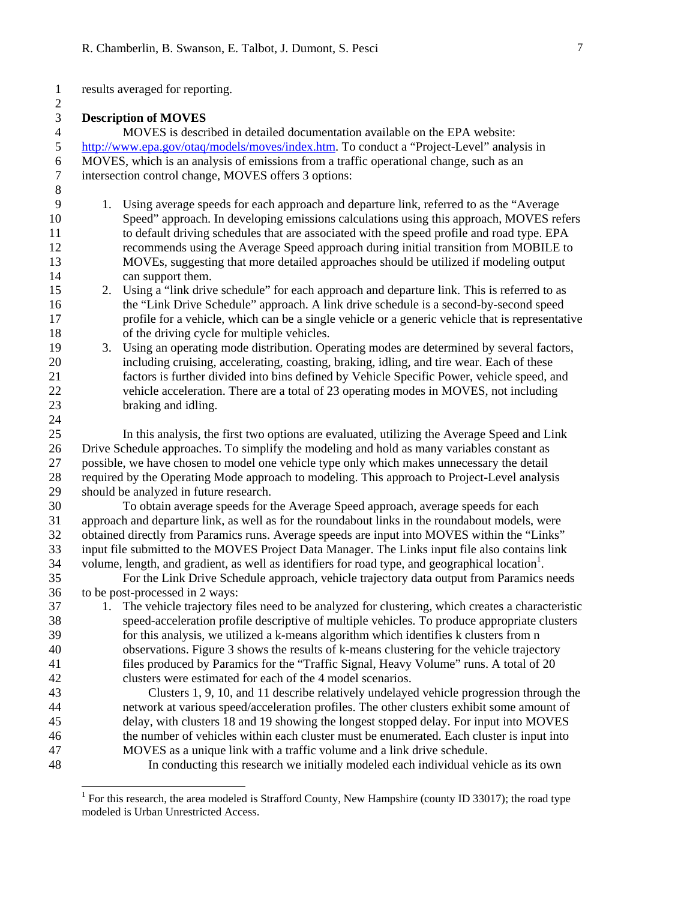results averaged for reporting.

### Description of MOVES

MOVES is described in detailed documentation available on the EPA website: http://www.epa.gov/otaq/models/moves/index.htm. To conduct a "Project-Level" analysis in MOVES, which is an analysis of emissions from a traffic operational change, such as an intersection control change, MOVES offers 3 options:

1. Using average speeds for each approach and departure link, referred to as the "Average Speed" approach. In developing emissions calculations using this approach, MOVES refers to default driving schedules that are associated with the speed profile and road type. EPA recommends using the Average Speed approach during initial transition from MOBILE to MOVEs, suggesting that more detailed approaches should be utilized if modeling output can support them.
2. Using a "link drive schedule" for each approach and departure link. This is referred to as the "Link Drive Schedule" approach. A link drive schedule is a second-by-second speed profile for a vehicle, which can be a single vehicle or a generic vehicle that is representative of the driving cycle for multiple vehicles.
3. Using an operating mode distribution. Operating modes are determined by several factors, including cruising, accelerating, coasting, braking, idling, and tire wear. Each of these factors is further divided into bins defined by Vehicle Specific Power, vehicle speed, and vehicle acceleration. There are a total of 23 operating modes in MOVES, not including braking and idling.

In this analysis, the first two options are evaluated, utilizing the Average Speed and Link Drive Schedule approaches. To simplify the modeling and hold as many variables constant as possible, we have chosen to model one vehicle type only which makes unnecessary the detail required by the Operating Mode approach to modeling. This approach to Project-Level analysis should be analyzed in future research.

To obtain average speeds for the Average Speed approach, average speeds for each approach and departure link, as well as for the roundabout links in the roundabout models, were obtained directly from Paramics runs. Average speeds are input into MOVES within the "Links" input file submitted to the MOVES Project Data Manager. The Links input file also contains link volume, length, and gradient, as well as identifiers for road type, and geographical location[1].

For the Link Drive Schedule approach, vehicle trajectory data output from Paramics needs to be post-processed in 2 ways:

1. The vehicle trajectory files need to be analyzed for clustering, which creates a characteristic speed-acceleration profile descriptive of multiple vehicles. To produce appropriate clusters for this analysis, we utilized a k-means algorithm which identifies k clusters from n observations. Figure 3 shows the results of k-means clustering for the vehicle trajectory files produced by Paramics for the "Traffic Signal, Heavy Volume" runs. A total of 20 clusters were estimated for each of the 4 model scenarios.

   Clusters 1, 9, 10, and 11 describe relatively undelayed vehicle progression through the network at various speed/acceleration profiles. The other clusters exhibit some amount of delay, with clusters 18 and 19 showing the longest stopped delay. For input into MOVES the number of vehicles within each cluster must be enumerated. Each cluster is input into MOVES as a unique link with a traffic volume and a link drive schedule.

   In conducting this research we initially modeled each individual vehicle as its own

[1] For this research, the area modeled is Strafford County, New Hampshire (county ID 33017); the road type modeled is Urban Unrestricted Access.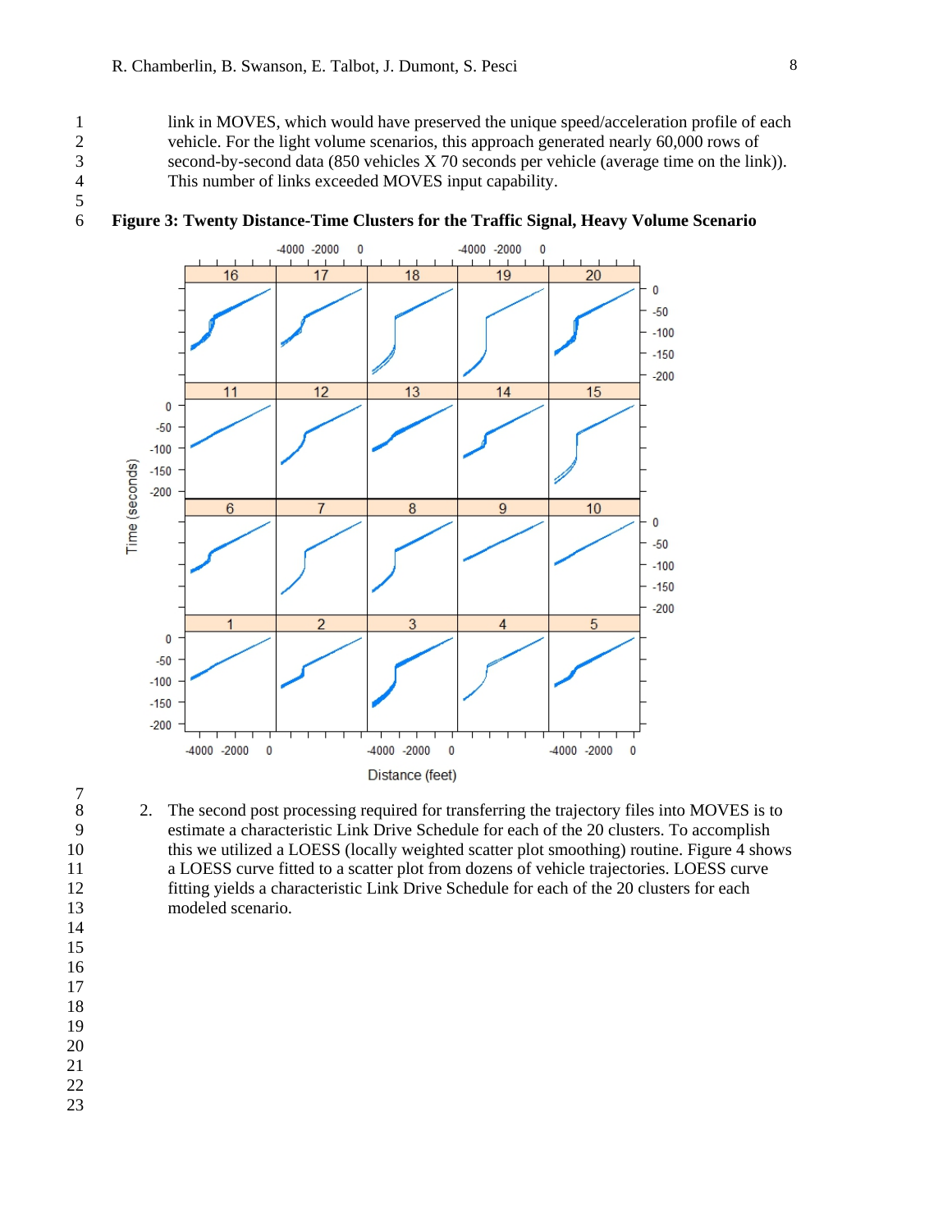link in MOVES, which would have preserved the unique speed/acceleration profile of each vehicle. For the light volume scenarios, this approach generated nearly 60,000 rows of second-by-second data (850 vehicles X 70 seconds per vehicle (average time on the link)). This number of links exceeded MOVES input capability.

**Figure 3: Twenty Distance-Time Clusters for the Traffic Signal, Heavy Volume Scenario**

2. The second post processing required for transferring the trajectory files into MOVES is to estimate a characteristic Link Drive Schedule for each of the 20 clusters. To accomplish this we utilized a LOESS (locally weighted scatter plot smoothing) routine. Figure 4 shows a LOESS curve fitted to a scatter plot from dozens of vehicle trajectories. LOESS curve fitting yields a characteristic Link Drive Schedule for each of the 20 clusters for each modeled scenario.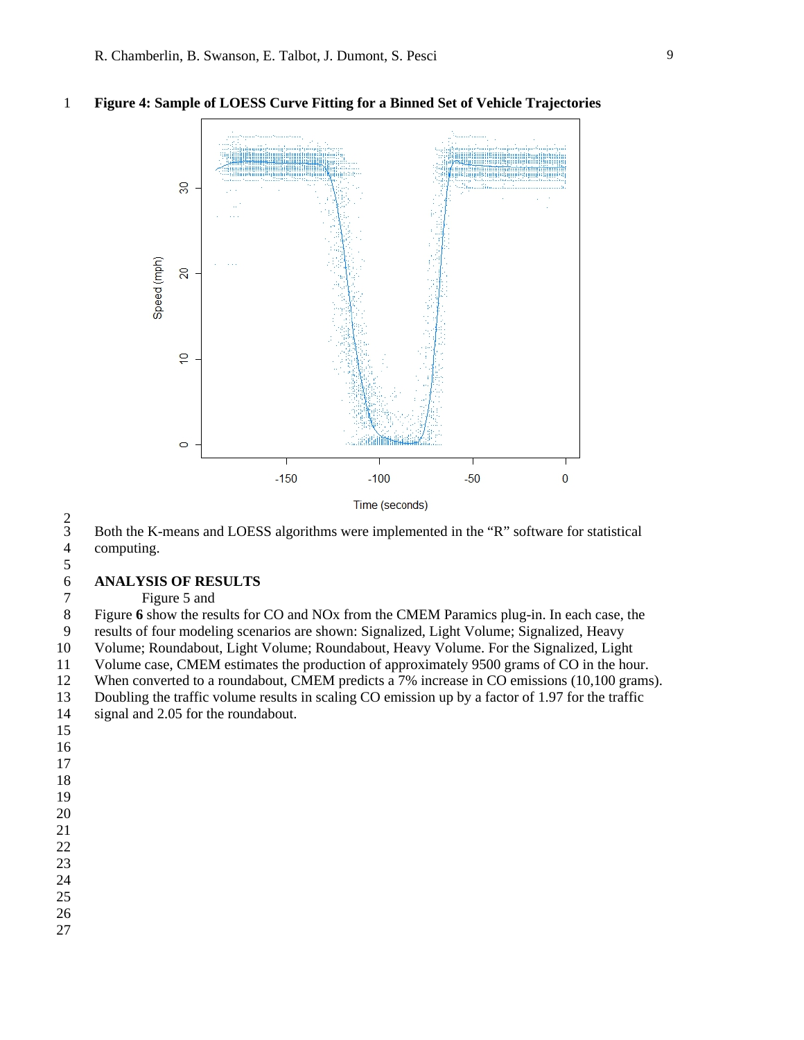**Figure 4: Sample of LOESS Curve Fitting for a Binned Set of Vehicle Trajectories**

Both the K-means and LOESS algorithms were implemented in the "R" software for statistical computing.

## ANALYSIS OF RESULTS

Figure 5 and Figure **6** show the results for CO and NOx from the CMEM Paramics plug-in. In each case, the results of four modeling scenarios are shown: Signalized, Light Volume; Signalized, Heavy Volume; Roundabout, Light Volume; Roundabout, Heavy Volume. For the Signalized, Light Volume case, CMEM estimates the production of approximately 9500 grams of CO in the hour. When converted to a roundabout, CMEM predicts a 7% increase in CO emissions (10,100 grams). Doubling the traffic volume results in scaling CO emission up by a factor of 1.97 for the traffic signal and 2.05 for the roundabout.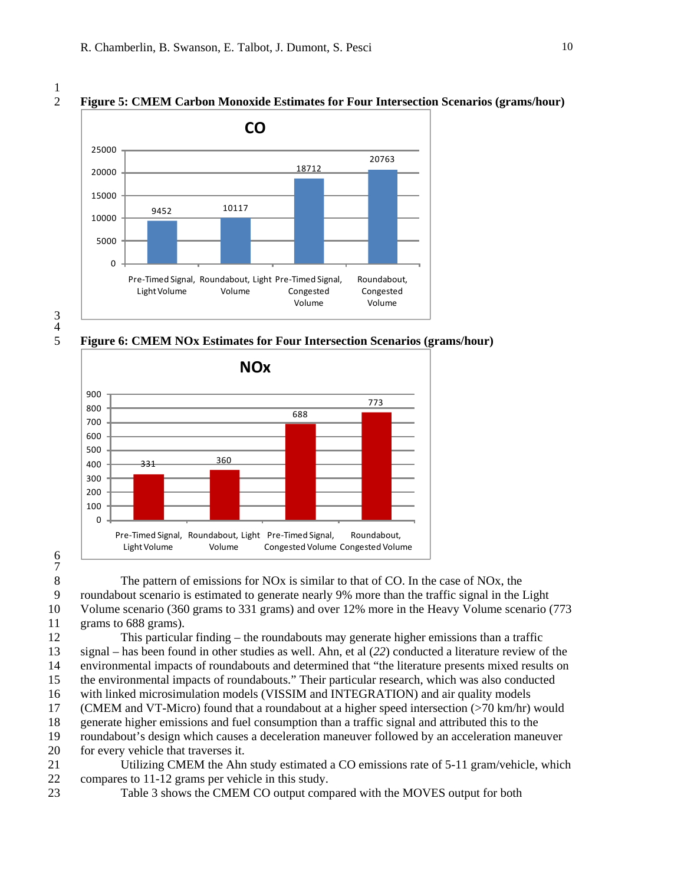**Figure 5: CMEM Carbon Monoxide Estimates for Four Intersection Scenarios (grams/hour)**

| Scenario | CO |
|---|---|
| Pre-Timed Signal, Light Volume | 9452 |
| Roundabout, Light Volume | 10117 |
| Pre-Timed Signal, Congested Volume | 18712 |
| Roundabout, Congested Volume | 20763 |

**Figure 6: CMEM NOx Estimates for Four Intersection Scenarios (grams/hour)**

| Scenario | NOx |
|---|---|
| Pre-Timed Signal, Light Volume | 331 |
| Roundabout, Light Volume | 360 |
| Pre-Timed Signal, Congested Volume | 688 |
| Roundabout, Congested Volume | 773 |

The pattern of emissions for NOx is similar to that of CO. In the case of NOx, the roundabout scenario is estimated to generate nearly 9% more than the traffic signal in the Light Volume scenario (360 grams to 331 grams) and over 12% more in the Heavy Volume scenario (773 grams to 688 grams).

This particular finding – the roundabouts may generate higher emissions than a traffic signal – has been found in other studies as well. Ahn, et al (*22*) conducted a literature review of the environmental impacts of roundabouts and determined that "the literature presents mixed results on the environmental impacts of roundabouts." Their particular research, which was also conducted with linked microsimulation models (VISSIM and INTEGRATION) and air quality models (CMEM and VT-Micro) found that a roundabout at a higher speed intersection (>70 km/hr) would generate higher emissions and fuel consumption than a traffic signal and attributed this to the roundabout's design which causes a deceleration maneuver followed by an acceleration maneuver for every vehicle that traverses it.

Utilizing CMEM the Ahn study estimated a CO emissions rate of 5-11 gram/vehicle, which compares to 11-12 grams per vehicle in this study.

Table 3 shows the CMEM CO output compared with the MOVES output for both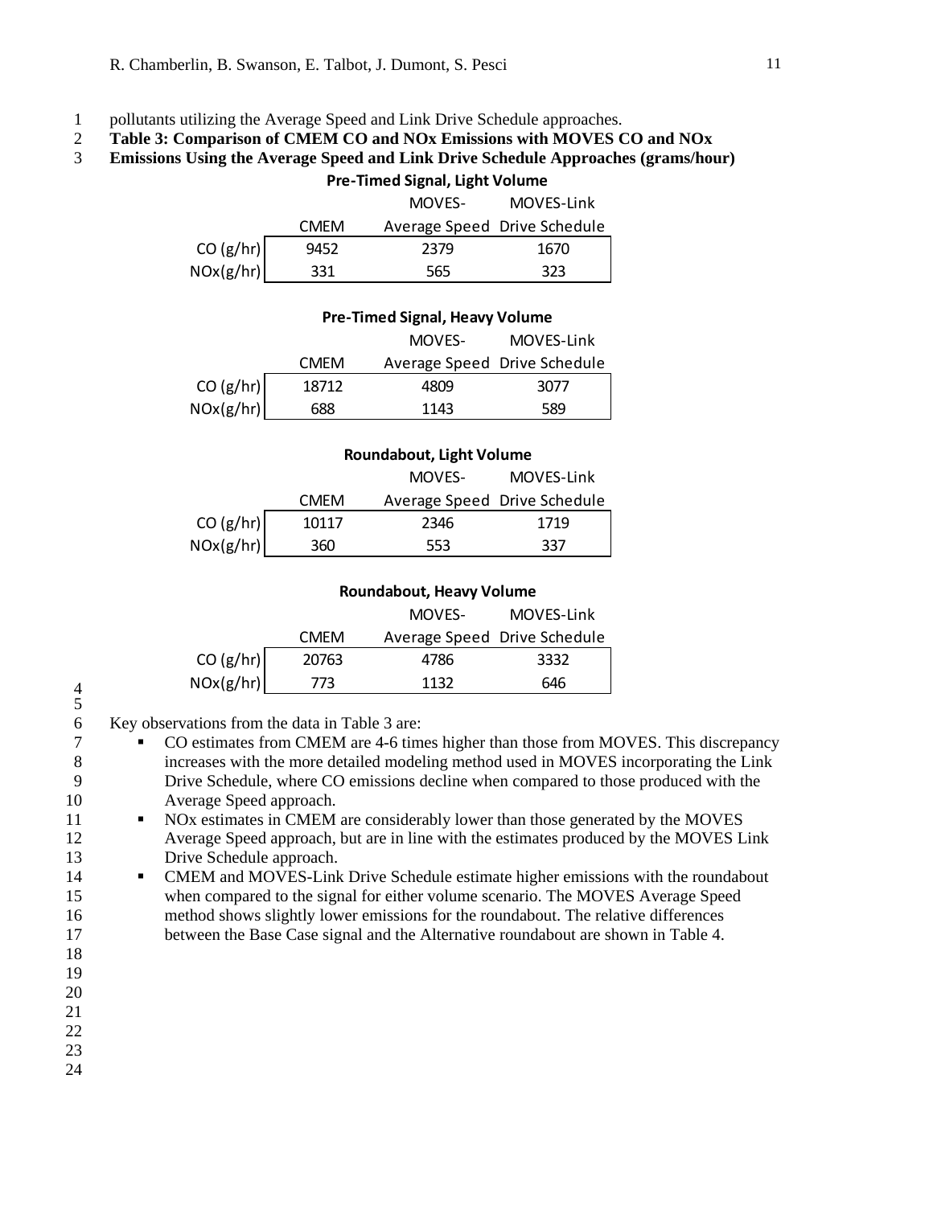pollutants utilizing the Average Speed and Link Drive Schedule approaches.

**Table 3: Comparison of CMEM CO and NOx Emissions with MOVES CO and NOx Emissions Using the Average Speed and Link Drive Schedule Approaches (grams/hour)**

**Pre-Timed Signal, Light Volume**

| | CMEM | MOVES-Average Speed | MOVES-Link Drive Schedule |
|---|---|---|---|
| CO (g/hr) | 9452 | 2379 | 1670 |
| NOx(g/hr) | 331 | 565 | 323 |

**Pre-Timed Signal, Heavy Volume**

| | CMEM | MOVES-Average Speed | MOVES-Link Drive Schedule |
|---|---|---|---|
| CO (g/hr) | 18712 | 4809 | 3077 |
| NOx(g/hr) | 688 | 1143 | 589 |

**Roundabout, Light Volume**

| | CMEM | MOVES-Average Speed | MOVES-Link Drive Schedule |
|---|---|---|---|
| CO (g/hr) | 10117 | 2346 | 1719 |
| NOx(g/hr) | 360 | 553 | 337 |

**Roundabout, Heavy Volume**

| | CMEM | MOVES-Average Speed | MOVES-Link Drive Schedule |
|---|---|---|---|
| CO (g/hr) | 20763 | 4786 | 3332 |
| NOx(g/hr) | 773 | 1132 | 646 |

Key observations from the data in Table 3 are:

- CO estimates from CMEM are 4-6 times higher than those from MOVES. This discrepancy increases with the more detailed modeling method used in MOVES incorporating the Link Drive Schedule, where CO emissions decline when compared to those produced with the Average Speed approach.
- NOx estimates in CMEM are considerably lower than those generated by the MOVES Average Speed approach, but are in line with the estimates produced by the MOVES Link Drive Schedule approach.
- CMEM and MOVES-Link Drive Schedule estimate higher emissions with the roundabout when compared to the signal for either volume scenario. The MOVES Average Speed method shows slightly lower emissions for the roundabout. The relative differences between the Base Case signal and the Alternative roundabout are shown in Table 4.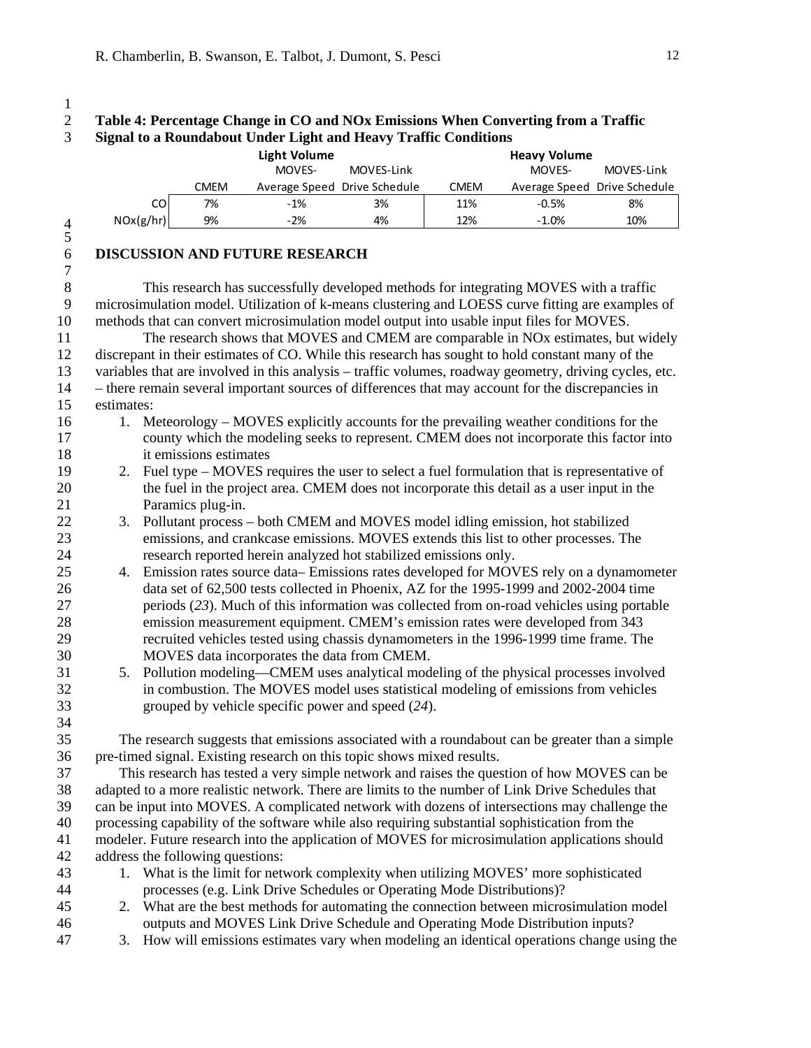**Table 4: Percentage Change in CO and NOx Emissions When Converting from a Traffic Signal to a Roundabout Under Light and Heavy Traffic Conditions**

| | Light Volume | | | Heavy Volume | | |
|---|---|---|---|---|---|---|
| | CMEM | MOVES-Average Speed | MOVES-Link Drive Schedule | CMEM | MOVES-Average Speed | MOVES-Link Drive Schedule |
| CO | 7% | -1% | 3% | 11% | -0.5% | 8% |
| NOx(g/hr) | 9% | -2% | 4% | 12% | -1.0% | 10% |

## DISCUSSION AND FUTURE RESEARCH

This research has successfully developed methods for integrating MOVES with a traffic microsimulation model. Utilization of k-means clustering and LOESS curve fitting are examples of methods that can convert microsimulation model output into usable input files for MOVES.

The research shows that MOVES and CMEM are comparable in NOx estimates, but widely discrepant in their estimates of CO. While this research has sought to hold constant many of the variables that are involved in this analysis – traffic volumes, roadway geometry, driving cycles, etc. – there remain several important sources of differences that may account for the discrepancies in estimates:

1. Meteorology – MOVES explicitly accounts for the prevailing weather conditions for the county which the modeling seeks to represent. CMEM does not incorporate this factor into it emissions estimates
2. Fuel type – MOVES requires the user to select a fuel formulation that is representative of the fuel in the project area. CMEM does not incorporate this detail as a user input in the Paramics plug-in.
3. Pollutant process – both CMEM and MOVES model idling emission, hot stabilized emissions, and crankcase emissions. MOVES extends this list to other processes. The research reported herein analyzed hot stabilized emissions only.
4. Emission rates source data– Emissions rates developed for MOVES rely on a dynamometer data set of 62,500 tests collected in Phoenix, AZ for the 1995-1999 and 2002-2004 time periods (*23*). Much of this information was collected from on-road vehicles using portable emission measurement equipment. CMEM's emission rates were developed from 343 recruited vehicles tested using chassis dynamometers in the 1996-1999 time frame. The MOVES data incorporates the data from CMEM.
5. Pollution modeling—CMEM uses analytical modeling of the physical processes involved in combustion. The MOVES model uses statistical modeling of emissions from vehicles grouped by vehicle specific power and speed (*24*).

The research suggests that emissions associated with a roundabout can be greater than a simple pre-timed signal. Existing research on this topic shows mixed results.

This research has tested a very simple network and raises the question of how MOVES can be adapted to a more realistic network. There are limits to the number of Link Drive Schedules that can be input into MOVES. A complicated network with dozens of intersections may challenge the processing capability of the software while also requiring substantial sophistication from the modeler. Future research into the application of MOVES for microsimulation applications should address the following questions:

1. What is the limit for network complexity when utilizing MOVES' more sophisticated processes (e.g. Link Drive Schedules or Operating Mode Distributions)?
2. What are the best methods for automating the connection between microsimulation model outputs and MOVES Link Drive Schedule and Operating Mode Distribution inputs?
3. How will emissions estimates vary when modeling an identical operations change using the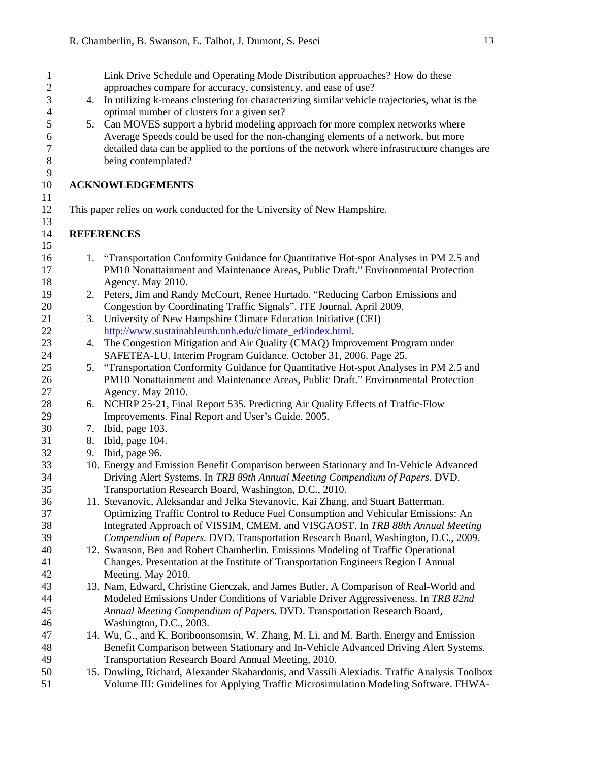Link Drive Schedule and Operating Mode Distribution approaches? How do these approaches compare for accuracy, consistency, and ease of use?

4. In utilizing k-means clustering for characterizing similar vehicle trajectories, what is the optimal number of clusters for a given set?
5. Can MOVES support a hybrid modeling approach for more complex networks where Average Speeds could be used for the non-changing elements of a network, but more detailed data can be applied to the portions of the network where infrastructure changes are being contemplated?

## ACKNOWLEDGEMENTS

This paper relies on work conducted for the University of New Hampshire.

## REFERENCES

1. "Transportation Conformity Guidance for Quantitative Hot-spot Analyses in PM 2.5 and PM10 Nonattainment and Maintenance Areas, Public Draft." Environmental Protection Agency. May 2010.
2. Peters, Jim and Randy McCourt, Renee Hurtado. "Reducing Carbon Emissions and Congestion by Coordinating Traffic Signals". ITE Journal, April 2009.
3. University of New Hampshire Climate Education Initiative (CEI) http://www.sustainableunh.unh.edu/climate_ed/index.html.
4. The Congestion Mitigation and Air Quality (CMAQ) Improvement Program under SAFETEA-LU. Interim Program Guidance. October 31, 2006. Page 25.
5. "Transportation Conformity Guidance for Quantitative Hot-spot Analyses in PM 2.5 and PM10 Nonattainment and Maintenance Areas, Public Draft." Environmental Protection Agency. May 2010.
6. NCHRP 25-21, Final Report 535. Predicting Air Quality Effects of Traffic-Flow Improvements. Final Report and User's Guide. 2005.
7. Ibid, page 103.
8. Ibid, page 104.
9. Ibid, page 96.
10. Energy and Emission Benefit Comparison between Stationary and In-Vehicle Advanced Driving Alert Systems. In *TRB 89th Annual Meeting Compendium of Papers.* DVD. Transportation Research Board, Washington, D.C., 2010.
11. Stevanovic, Aleksandar and Jelka Stevanovic, Kai Zhang, and Stuart Batterman. Optimizing Traffic Control to Reduce Fuel Consumption and Vehicular Emissions: An Integrated Approach of VISSIM, CMEM, and VISGAOST. In *TRB 88th Annual Meeting Compendium of Papers.* DVD. Transportation Research Board, Washington, D.C., 2009.
12. Swanson, Ben and Robert Chamberlin. Emissions Modeling of Traffic Operational Changes. Presentation at the Institute of Transportation Engineers Region I Annual Meeting. May 2010.
13. Nam, Edward, Christine Gierczak, and James Butler. A Comparison of Real-World and Modeled Emissions Under Conditions of Variable Driver Aggressiveness. In *TRB 82nd Annual Meeting Compendium of Papers.* DVD. Transportation Research Board, Washington, D.C., 2003.
14. Wu, G., and K. Boriboonsomsin, W. Zhang, M. Li, and M. Barth. Energy and Emission Benefit Comparison between Stationary and In-Vehicle Advanced Driving Alert Systems. Transportation Research Board Annual Meeting, 2010.
15. Dowling, Richard, Alexander Skabardonis, and Vassili Alexiadis. Traffic Analysis Toolbox Volume III: Guidelines for Applying Traffic Microsimulation Modeling Software. FHWA-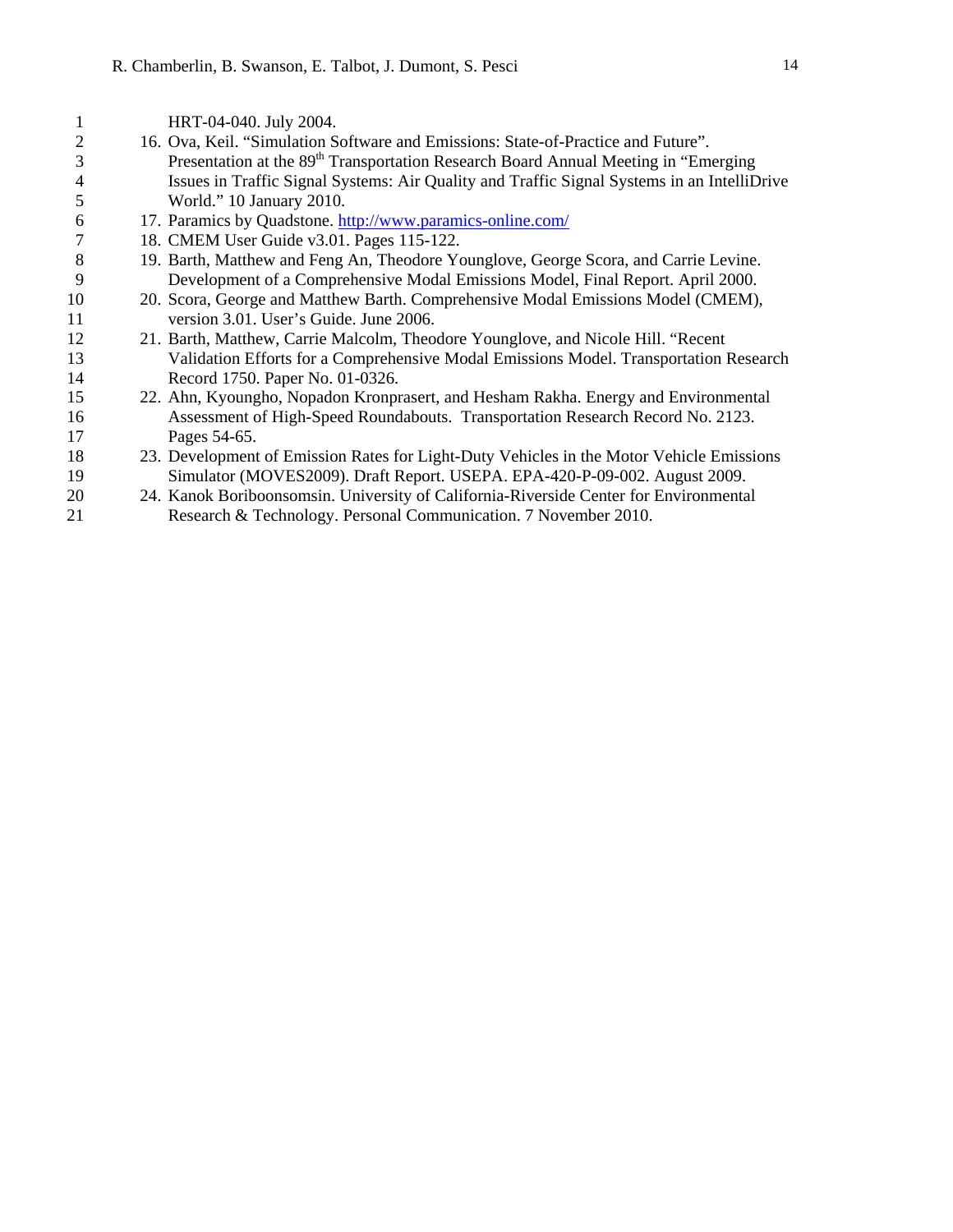HRT-04-040. July 2004.

16. Ova, Keil. “Simulation Software and Emissions: State-of-Practice and Future”. Presentation at the 89th Transportation Research Board Annual Meeting in “Emerging Issues in Traffic Signal Systems: Air Quality and Traffic Signal Systems in an IntelliDrive World.” 10 January 2010.
17. Paramics by Quadstone. http://www.paramics-online.com/
18. CMEM User Guide v3.01. Pages 115-122.
19. Barth, Matthew and Feng An, Theodore Younglove, George Scora, and Carrie Levine. Development of a Comprehensive Modal Emissions Model, Final Report. April 2000.
20. Scora, George and Matthew Barth. Comprehensive Modal Emissions Model (CMEM), version 3.01. User’s Guide. June 2006.
21. Barth, Matthew, Carrie Malcolm, Theodore Younglove, and Nicole Hill. “Recent Validation Efforts for a Comprehensive Modal Emissions Model. Transportation Research Record 1750. Paper No. 01-0326.
22. Ahn, Kyoungho, Nopadon Kronprasert, and Hesham Rakha. Energy and Environmental Assessment of High-Speed Roundabouts. Transportation Research Record No. 2123. Pages 54-65.
23. Development of Emission Rates for Light-Duty Vehicles in the Motor Vehicle Emissions Simulator (MOVES2009). Draft Report. USEPA. EPA-420-P-09-002. August 2009.
24. Kanok Boriboonsomsin. University of California-Riverside Center for Environmental Research & Technology. Personal Communication. 7 November 2010.